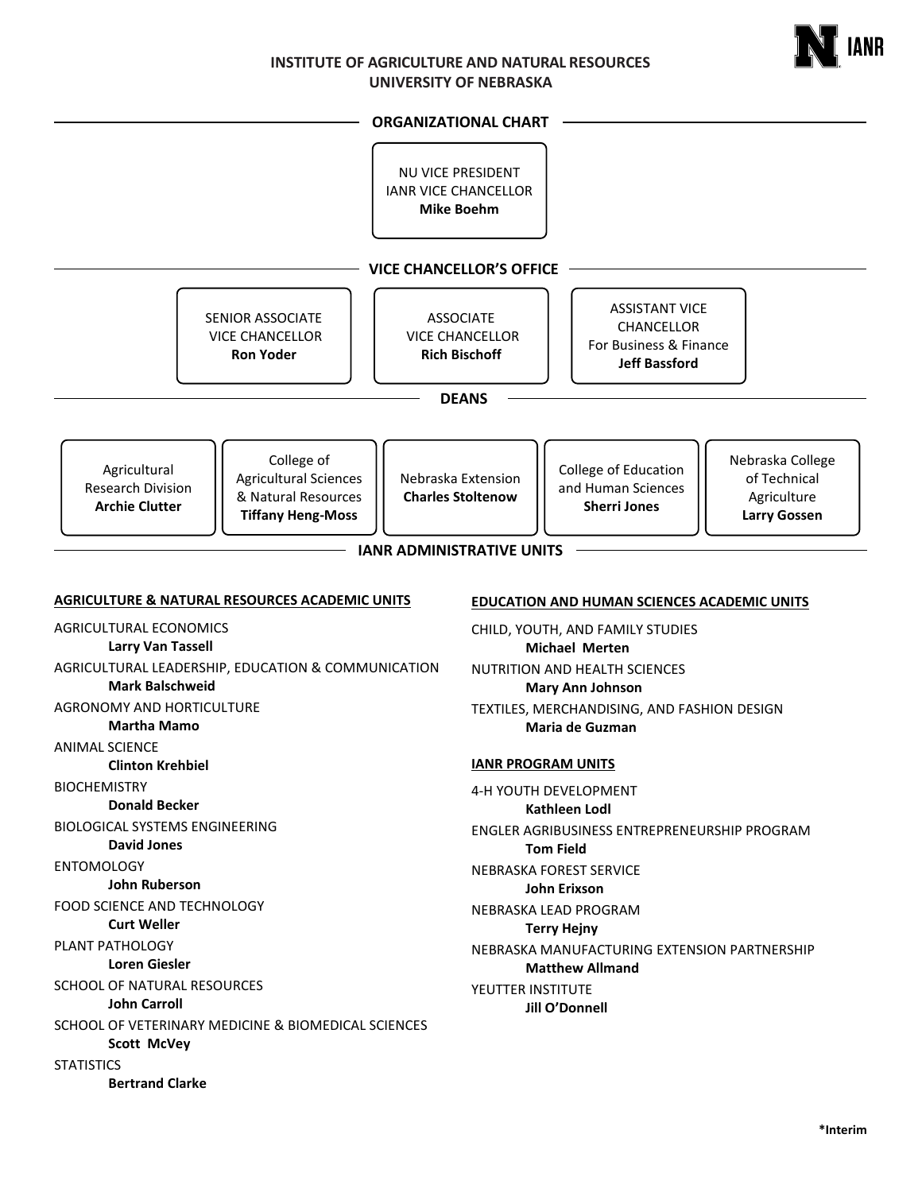# INSTITUTE OF AGRICULTURE AND NATURAL RESOURCES
# UNIVERSITY OF NEBRASKA

## ORGANIZATIONAL CHART

NU VICE PRESIDENT
IANR VICE CHANCELLOR
**Mike Boehm**

## VICE CHANCELLOR'S OFFICE

SENIOR ASSOCIATE VICE CHANCELLOR
**Ron Yoder**

ASSOCIATE VICE CHANCELLOR
**Rich Bischoff**

ASSISTANT VICE CHANCELLOR For Business & Finance
**Jeff Bassford**

## DEANS

Agricultural Research Division
**Archie Clutter**

College of Agricultural Sciences & Natural Resources
**Tiffany Heng-Moss**

Nebraska Extension
**Charles Stoltenow**

College of Education and Human Sciences
**Sherri Jones**

Nebraska College of Technical Agriculture
**Larry Gossen**

## IANR ADMINISTRATIVE UNITS

### AGRICULTURE & NATURAL RESOURCES ACADEMIC UNITS

AGRICULTURAL ECONOMICS
**Larry Van Tassell**

AGRICULTURAL LEADERSHIP, EDUCATION & COMMUNICATION
**Mark Balschweid**

AGRONOMY AND HORTICULTURE
**Martha Mamo**

ANIMAL SCIENCE
**Clinton Krehbiel**

BIOCHEMISTRY
**Donald Becker**

BIOLOGICAL SYSTEMS ENGINEERING
**David Jones**

ENTOMOLOGY
**John Ruberson**

FOOD SCIENCE AND TECHNOLOGY
**Curt Weller**

PLANT PATHOLOGY
**Loren Giesler**

SCHOOL OF NATURAL RESOURCES
**John Carroll**

SCHOOL OF VETERINARY MEDICINE & BIOMEDICAL SCIENCES
**Scott McVey**

STATISTICS
**Bertrand Clarke**

### EDUCATION AND HUMAN SCIENCES ACADEMIC UNITS

CHILD, YOUTH, AND FAMILY STUDIES
**Michael Merten**

NUTRITION AND HEALTH SCIENCES
**Mary Ann Johnson**

TEXTILES, MERCHANDISING, AND FASHION DESIGN
**Maria de Guzman**

### IANR PROGRAM UNITS

4-H YOUTH DEVELOPMENT
**Kathleen Lodl**

ENGLER AGRIBUSINESS ENTREPRENEURSHIP PROGRAM
**Tom Field**

NEBRASKA FOREST SERVICE
**John Erixson**

NEBRASKA LEAD PROGRAM
**Terry Hejny**

NEBRASKA MANUFACTURING EXTENSION PARTNERSHIP
**Matthew Allmand**

YEUTTER INSTITUTE
**Jill O'Donnell**

**\*Interim**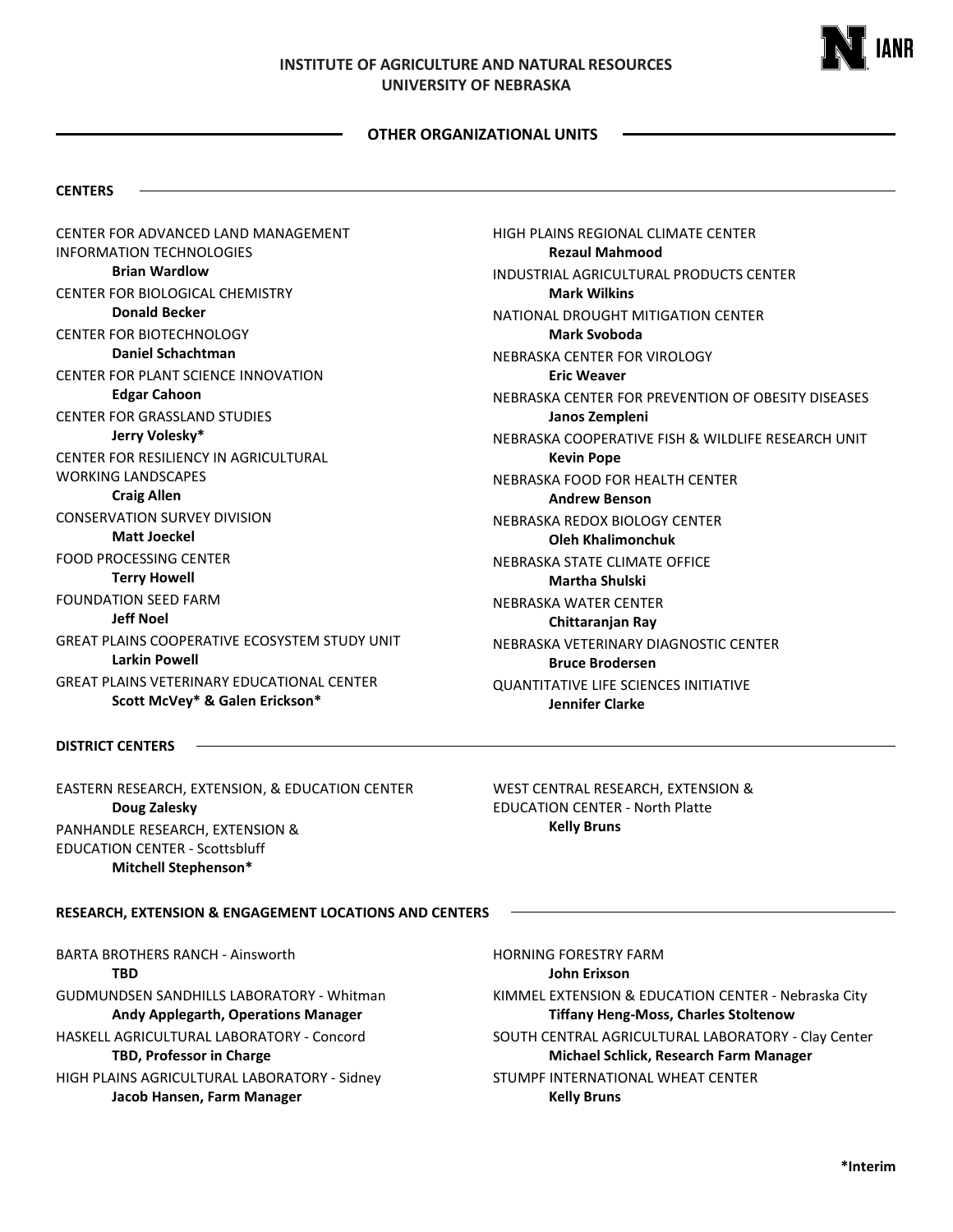# INSTITUTE OF AGRICULTURE AND NATURAL RESOURCES
# UNIVERSITY OF NEBRASKA

## OTHER ORGANIZATIONAL UNITS

### CENTERS

CENTER FOR ADVANCED LAND MANAGEMENT INFORMATION TECHNOLOGIES
**Brian Wardlow**

CENTER FOR BIOLOGICAL CHEMISTRY
**Donald Becker**

CENTER FOR BIOTECHNOLOGY
**Daniel Schachtman**

CENTER FOR PLANT SCIENCE INNOVATION
**Edgar Cahoon**

CENTER FOR GRASSLAND STUDIES
**Jerry Volesky***

CENTER FOR RESILIENCY IN AGRICULTURAL WORKING LANDSCAPES
**Craig Allen**

CONSERVATION SURVEY DIVISION
**Matt Joeckel**

FOOD PROCESSING CENTER
**Terry Howell**

FOUNDATION SEED FARM
**Jeff Noel**

GREAT PLAINS COOPERATIVE ECOSYSTEM STUDY UNIT
**Larkin Powell**

GREAT PLAINS VETERINARY EDUCATIONAL CENTER
**Scott McVey* & Galen Erickson***

HIGH PLAINS REGIONAL CLIMATE CENTER
**Rezaul Mahmood**

INDUSTRIAL AGRICULTURAL PRODUCTS CENTER
**Mark Wilkins**

NATIONAL DROUGHT MITIGATION CENTER
**Mark Svoboda**

NEBRASKA CENTER FOR VIROLOGY
**Eric Weaver**

NEBRASKA CENTER FOR PREVENTION OF OBESITY DISEASES
**Janos Zempleni**

NEBRASKA COOPERATIVE FISH & WILDLIFE RESEARCH UNIT
**Kevin Pope**

NEBRASKA FOOD FOR HEALTH CENTER
**Andrew Benson**

NEBRASKA REDOX BIOLOGY CENTER
**Oleh Khalimonchuk**

NEBRASKA STATE CLIMATE OFFICE
**Martha Shulski**

NEBRASKA WATER CENTER
**Chittaranjan Ray**

NEBRASKA VETERINARY DIAGNOSTIC CENTER
**Bruce Brodersen**

QUANTITATIVE LIFE SCIENCES INITIATIVE
**Jennifer Clarke**

### DISTRICT CENTERS

EASTERN RESEARCH, EXTENSION, & EDUCATION CENTER
**Doug Zalesky**

PANHANDLE RESEARCH, EXTENSION & EDUCATION CENTER - Scottsbluff
**Mitchell Stephenson***

WEST CENTRAL RESEARCH, EXTENSION & EDUCATION CENTER - North Platte
**Kelly Bruns**

### RESEARCH, EXTENSION & ENGAGEMENT LOCATIONS AND CENTERS

BARTA BROTHERS RANCH - Ainsworth
**TBD**

GUDMUNDSEN SANDHILLS LABORATORY - Whitman
**Andy Applegarth, Operations Manager**

HASKELL AGRICULTURAL LABORATORY - Concord
**TBD, Professor in Charge**

HIGH PLAINS AGRICULTURAL LABORATORY - Sidney
**Jacob Hansen, Farm Manager**

HORNING FORESTRY FARM
**John Erixson**

KIMMEL EXTENSION & EDUCATION CENTER - Nebraska City
**Tiffany Heng-Moss, Charles Stoltenow**

SOUTH CENTRAL AGRICULTURAL LABORATORY - Clay Center
**Michael Schlick, Research Farm Manager**

STUMPF INTERNATIONAL WHEAT CENTER
**Kelly Bruns**

***Interim**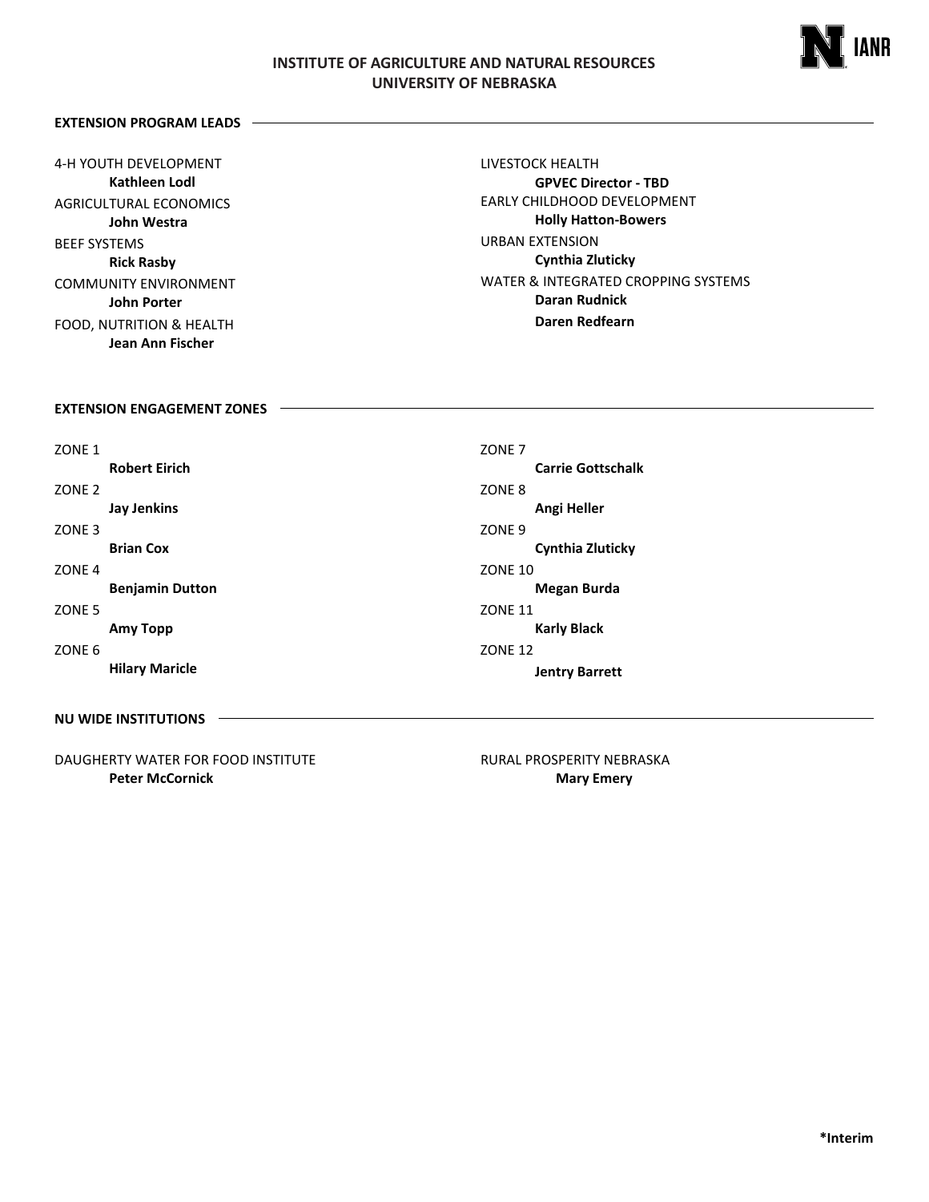# INSTITUTE OF AGRICULTURE AND NATURAL RESOURCES
## UNIVERSITY OF NEBRASKA

### EXTENSION PROGRAM LEADS

4-H YOUTH DEVELOPMENT
**Kathleen Lodl**

AGRICULTURAL ECONOMICS
**John Westra**

BEEF SYSTEMS
**Rick Rasby**

COMMUNITY ENVIRONMENT
**John Porter**

FOOD, NUTRITION & HEALTH
**Jean Ann Fischer**

LIVESTOCK HEALTH
**GPVEC Director - TBD**

EARLY CHILDHOOD DEVELOPMENT
**Holly Hatton-Bowers**

URBAN EXTENSION
**Cynthia Zluticky**

WATER & INTEGRATED CROPPING SYSTEMS
**Daran Rudnick**
**Daren Redfearn**

### EXTENSION ENGAGEMENT ZONES

ZONE 1
**Robert Eirich**

ZONE 2
**Jay Jenkins**

ZONE 3
**Brian Cox**

ZONE 4
**Benjamin Dutton**

ZONE 5
**Amy Topp**

ZONE 6
**Hilary Maricle**

ZONE 7
**Carrie Gottschalk**

ZONE 8
**Angi Heller**

ZONE 9
**Cynthia Zluticky**

ZONE 10
**Megan Burda**

ZONE 11
**Karly Black**

ZONE 12
**Jentry Barrett**

### NU WIDE INSTITUTIONS

DAUGHERTY WATER FOR FOOD INSTITUTE
**Peter McCornick**

RURAL PROSPERITY NEBRASKA
**Mary Emery**

**\*Interim**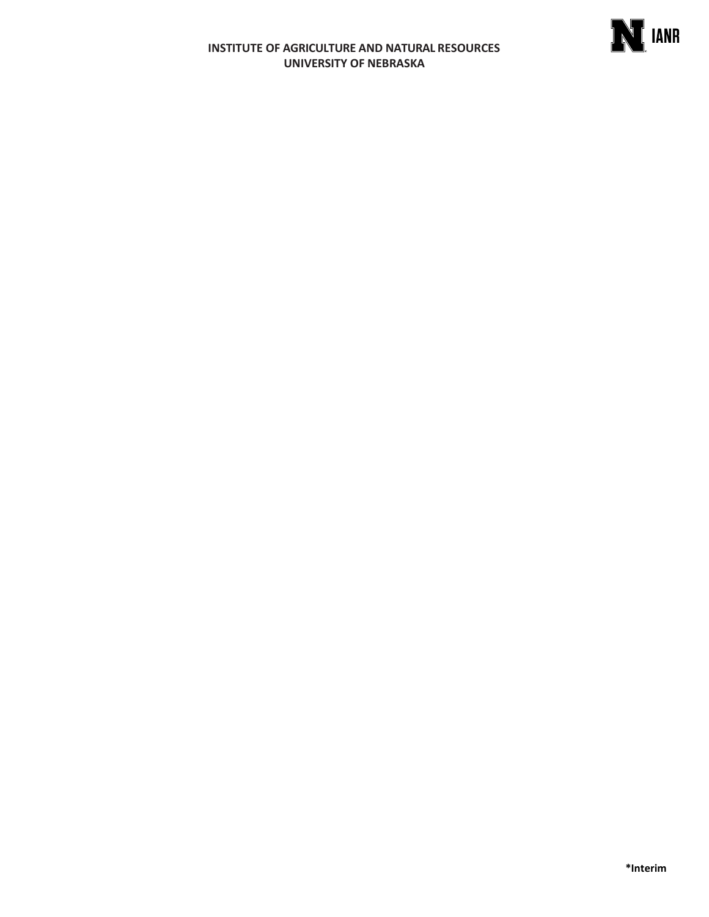*Interim